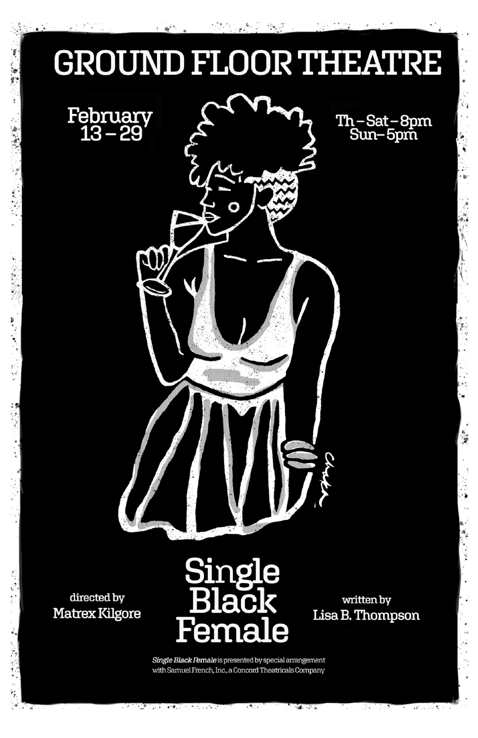# GROUND FLOOR THEATRE

February 13 – 29

Th – Sat – 8pm
Sun – 5pm

# Single Black Female

directed by
Matrex Kilgore

written by
Lisa B. Thompson

*Single Black Female* is presented by special arrangement with Samuel French, Inc., a Concord Theatricals Company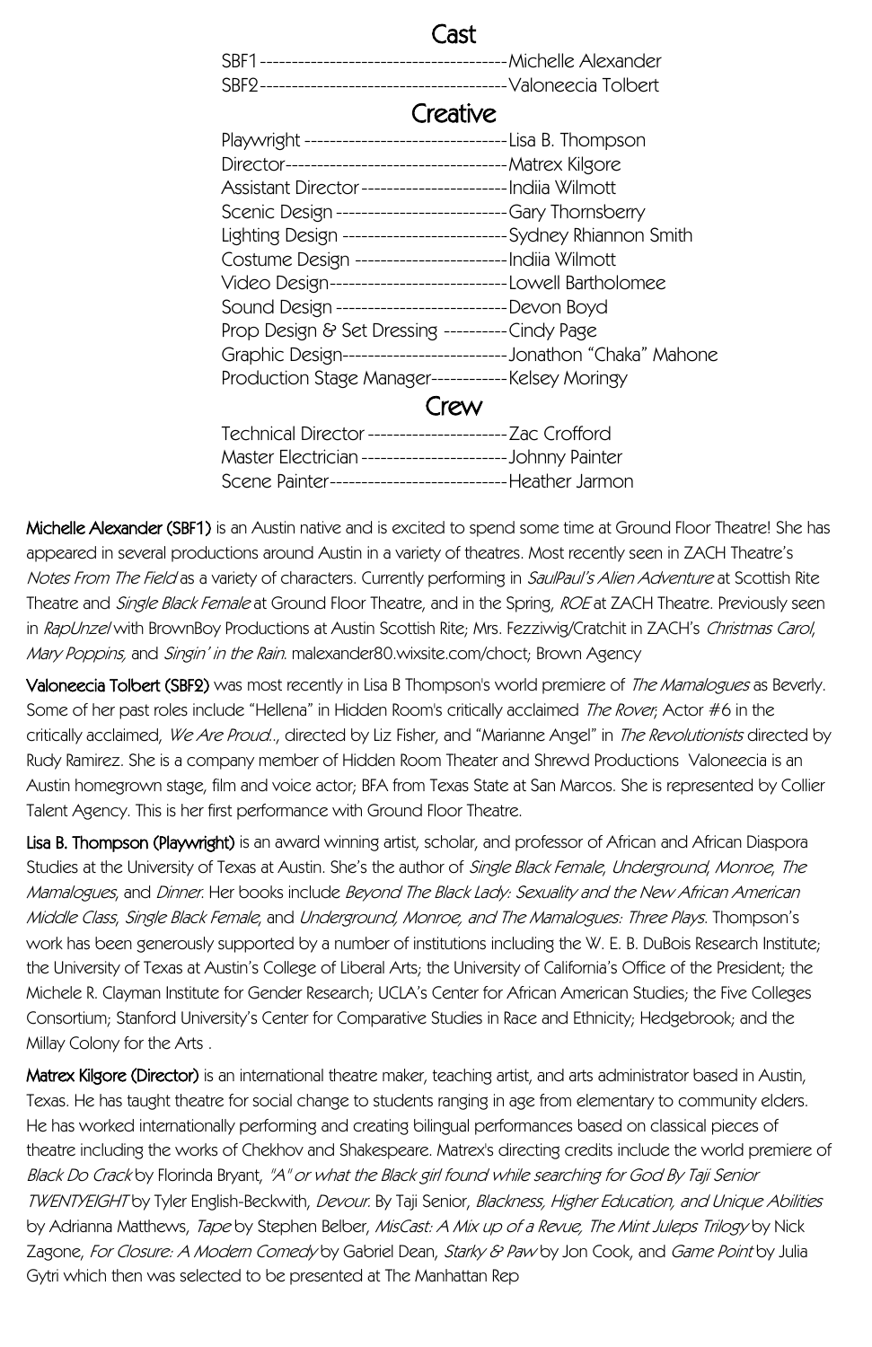## Cast

SBF1 ---------------------------------------Michelle Alexander
SBF2---------------------------------------Valoneecia Tolbert

## Creative

Playwright ---------------------------------Lisa B. Thompson
Director------------------------------------Matrex Kilgore
Assistant Director------------------------Indiia Wilmott
Scenic Design ----------------------------Gary Thornsberry
Lighting Design ---------------------------Sydney Rhiannon Smith
Costume Design --------------------------Indiia Wilmott
Video Design------------------------------Lowell Bartholomee
Sound Design -----------------------------Devon Boyd
Prop Design & Set Dressing ----------Cindy Page
Graphic Design----------------------------Jonathon "Chaka" Mahone
Production Stage Manager------------Kelsey Moringy

## Crew

Technical Director -----------------------Zac Crofford
Master Electrician ------------------------Johnny Painter
Scene Painter------------------------------Heather Jarmon

**Michelle Alexander (SBF1)** is an Austin native and is excited to spend some time at Ground Floor Theatre! She has appeared in several productions around Austin in a variety of theatres. Most recently seen in ZACH Theatre's *Notes From The Field* as a variety of characters. Currently performing in *SaulPaul's Alien Adventure* at Scottish Rite Theatre and *Single Black Female* at Ground Floor Theatre, and in the Spring, *ROE* at ZACH Theatre. Previously seen in *RapUnzel* with BrownBoy Productions at Austin Scottish Rite; Mrs. Fezziwig/Cratchit in ZACH's *Christmas Carol*, *Mary Poppins,* and *Singin' in the Rain*. malexander80.wixsite.com/choct; Brown Agency

**Valoneecia Tolbert (SBF2)** was most recently in Lisa B Thompson's world premiere of *The Mamalogues* as Beverly. Some of her past roles include "Hellena" in Hidden Room's critically acclaimed *The Rover*; Actor #6 in the critically acclaimed, *We Are Proud..*, directed by Liz Fisher, and "Marianne Angel" in *The Revolutionists* directed by Rudy Ramirez. She is a company member of Hidden Room Theater and Shrewd Productions Valoneecia is an Austin homegrown stage, film and voice actor; BFA from Texas State at San Marcos. She is represented by Collier Talent Agency. This is her first performance with Ground Floor Theatre.

**Lisa B. Thompson (Playwright)** is an award winning artist, scholar, and professor of African and African Diaspora Studies at the University of Texas at Austin. She's the author of *Single Black Female*, *Underground*, *Monroe*, *The Mamalogues*, and *Dinner*. Her books include *Beyond The Black Lady: Sexuality and the New African American Middle Class*, *Single Black Female*, and *Underground, Monroe, and The Mamalogues: Three Plays*. Thompson's work has been generously supported by a number of institutions including the W. E. B. DuBois Research Institute; the University of Texas at Austin's College of Liberal Arts; the University of California's Office of the President; the Michele R. Clayman Institute for Gender Research; UCLA's Center for African American Studies; the Five Colleges Consortium; Stanford University's Center for Comparative Studies in Race and Ethnicity; Hedgebrook; and the Millay Colony for the Arts .

**Matrex Kilgore (Director)** is an international theatre maker, teaching artist, and arts administrator based in Austin, Texas. He has taught theatre for social change to students ranging in age from elementary to community elders. He has worked internationally performing and creating bilingual performances based on classical pieces of theatre including the works of Chekhov and Shakespeare. Matrex's directing credits include the world premiere of *Black Do Crack* by Florinda Bryant, *"A" or what the Black girl found while searching for God By Taji Senior TWENTYEIGHT* by Tyler English-Beckwith, *Devour.* By Taji Senior, *Blackness, Higher Education, and Unique Abilities* by Adrianna Matthews, *Tape* by Stephen Belber, *MisCast: A Mix up of a Revue, The Mint Juleps Trilogy* by Nick Zagone, *For Closure: A Modern Comedy* by Gabriel Dean, *Starky & Paw* by Jon Cook, and *Game Point* by Julia Gytri which then was selected to be presented at The Manhattan Rep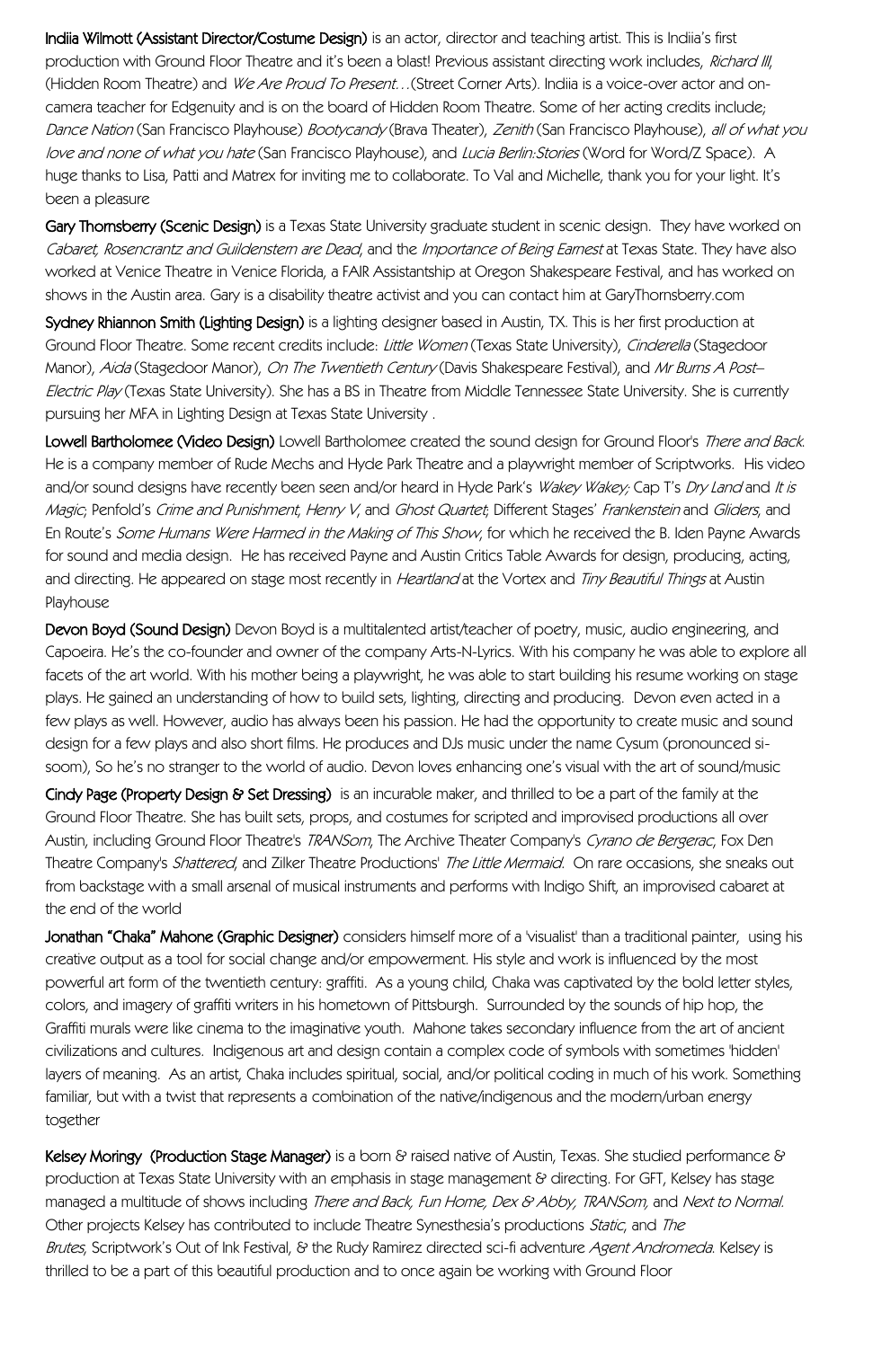**Indiia Wilmott (Assistant Director/Costume Design)** is an actor, director and teaching artist. This is Indiia's first production with Ground Floor Theatre and it's been a blast! Previous assistant directing work includes, *Richard III*, (Hidden Room Theatre) and *We Are Proud To Present…*(Street Corner Arts). Indiia is a voice-over actor and on-camera teacher for Edgenuity and is on the board of Hidden Room Theatre. Some of her acting credits include; *Dance Nation* (San Francisco Playhouse) *Bootycandy* (Brava Theater), *Zenith* (San Francisco Playhouse), *all of what you love and none of what you hate* (San Francisco Playhouse), and *Lucia Berlin:Stories* (Word for Word/Z Space). A huge thanks to Lisa, Patti and Matrex for inviting me to collaborate. To Val and Michelle, thank you for your light. It's been a pleasure

**Gary Thornsberry (Scenic Design)** is a Texas State University graduate student in scenic design. They have worked on *Cabaret, Rosencrantz and Guildenstern are Dead*, and the *Importance of Being Earnest* at Texas State. They have also worked at Venice Theatre in Venice Florida, a FAIR Assistantship at Oregon Shakespeare Festival, and has worked on shows in the Austin area. Gary is a disability theatre activist and you can contact him at GaryThornsberry.com

**Sydney Rhiannon Smith (Lighting Design)** is a lighting designer based in Austin, TX. This is her first production at Ground Floor Theatre. Some recent credits include: *Little Women* (Texas State University), *Cinderella* (Stagedoor Manor), *Aida* (Stagedoor Manor), *On The Twentieth Century* (Davis Shakespeare Festival), and *Mr Burns A Post–Electric Play* (Texas State University). She has a BS in Theatre from Middle Tennessee State University. She is currently pursuing her MFA in Lighting Design at Texas State University .

**Lowell Bartholomee (Video Design)** Lowell Bartholomee created the sound design for Ground Floor's *There and Back*. He is a company member of Rude Mechs and Hyde Park Theatre and a playwright member of Scriptworks. His video and/or sound designs have recently been seen and/or heard in Hyde Park's *Wakey Wakey;* Cap T's *Dry Land* and *It is Magic*; Penfold's *Crime and Punishment*, *Henry V*, and *Ghost Quartet*; Different Stages' *Frankenstein* and *Gliders*, and En Route's *Some Humans Were Harmed in the Making of This Show*, for which he received the B. Iden Payne Awards for sound and media design. He has received Payne and Austin Critics Table Awards for design, producing, acting, and directing. He appeared on stage most recently in *Heartland* at the Vortex and *Tiny Beautiful Things* at Austin Playhouse

**Devon Boyd (Sound Design)** Devon Boyd is a multitalented artist/teacher of poetry, music, audio engineering, and Capoeira. He's the co-founder and owner of the company Arts-N-Lyrics. With his company he was able to explore all facets of the art world. With his mother being a playwright, he was able to start building his resume working on stage plays. He gained an understanding of how to build sets, lighting, directing and producing. Devon even acted in a few plays as well. However, audio has always been his passion. He had the opportunity to create music and sound design for a few plays and also short films. He produces and DJs music under the name Cysum (pronounced si-soom), So he's no stranger to the world of audio. Devon loves enhancing one's visual with the art of sound/music

**Cindy Page (Property Design & Set Dressing)** is an incurable maker, and thrilled to be a part of the family at the Ground Floor Theatre. She has built sets, props, and costumes for scripted and improvised productions all over Austin, including Ground Floor Theatre's *TRANSom*, The Archive Theater Company's *Cyrano de Bergerac*, Fox Den Theatre Company's *Shattered*, and Zilker Theatre Productions' *The Little Mermaid*. On rare occasions, she sneaks out from backstage with a small arsenal of musical instruments and performs with Indigo Shift, an improvised cabaret at the end of the world

**Jonathan "Chaka" Mahone (Graphic Designer)** considers himself more of a 'visualist' than a traditional painter, using his creative output as a tool for social change and/or empowerment. His style and work is influenced by the most powerful art form of the twentieth century: graffiti. As a young child, Chaka was captivated by the bold letter styles, colors, and imagery of graffiti writers in his hometown of Pittsburgh. Surrounded by the sounds of hip hop, the Graffiti murals were like cinema to the imaginative youth. Mahone takes secondary influence from the art of ancient civilizations and cultures. Indigenous art and design contain a complex code of symbols with sometimes 'hidden' layers of meaning. As an artist, Chaka includes spiritual, social, and/or political coding in much of his work. Something familiar, but with a twist that represents a combination of the native/indigenous and the modern/urban energy together

**Kelsey Moringy (Production Stage Manager)** is a born & raised native of Austin, Texas. She studied performance & production at Texas State University with an emphasis in stage management & directing. For GFT, Kelsey has stage managed a multitude of shows including *There and Back, Fun Home, Dex & Abby, TRANSom,* and *Next to Normal*. Other projects Kelsey has contributed to include Theatre Synesthesia's productions *Static*, and *The Brutes*, Scriptwork's Out of Ink Festival, & the Rudy Ramirez directed sci-fi adventure *Agent Andromeda*. Kelsey is thrilled to be a part of this beautiful production and to once again be working with Ground Floor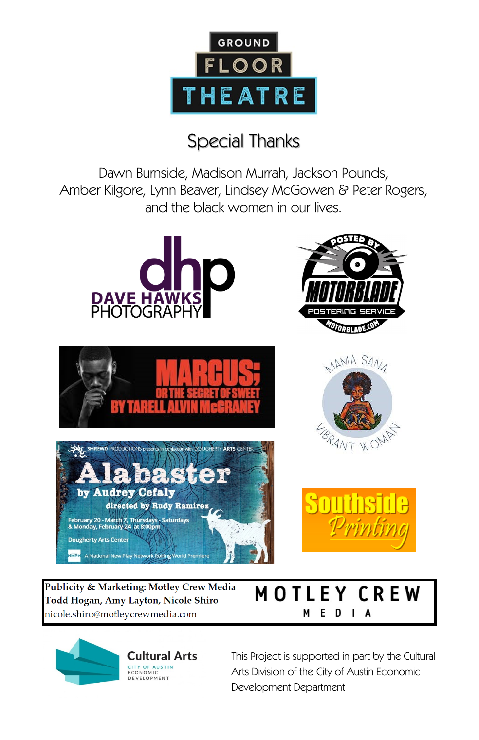GROUND FLOOR THEATRE

## Special Thanks

Dawn Burnside, Madison Murrah, Jackson Pounds,
Amber Kilgore, Lynn Beaver, Lindsey McGowen & Peter Rogers,
and the black women in our lives.

DAVE HAWKS PHOTOGRAPHY

POSTED BY MOTORBLADE POSTERING SERVICE MOTORBLADE.COM

MARCUS; OR THE SECRET OF SWEET BY TARELL ALVIN McCRANEY

MAMA SANA VIBRANT WOMAN

SHREWD PRODUCTIONS presents in conjunction with DOUGHERTY ARTS CENTER
Alabaster
by Audrey Cefaly
directed by Rudy Ramirez
February 20 - March 7, Thursdays - Saturdays
& Monday, February 24 at 8:00pm
Dougherty Arts Center
NNPN A National New Play Network Rolling World Premiere

Southside Printing

Publicity & Marketing: Motley Crew Media
Todd Hogan, Amy Layton, Nicole Shiro
nicole.shiro@motleycrewmedia.com

MOTLEY CREW MEDIA

Cultural Arts CITY OF AUSTIN ECONOMIC DEVELOPMENT

This Project is supported in part by the Cultural Arts Division of the City of Austin Economic Development Department